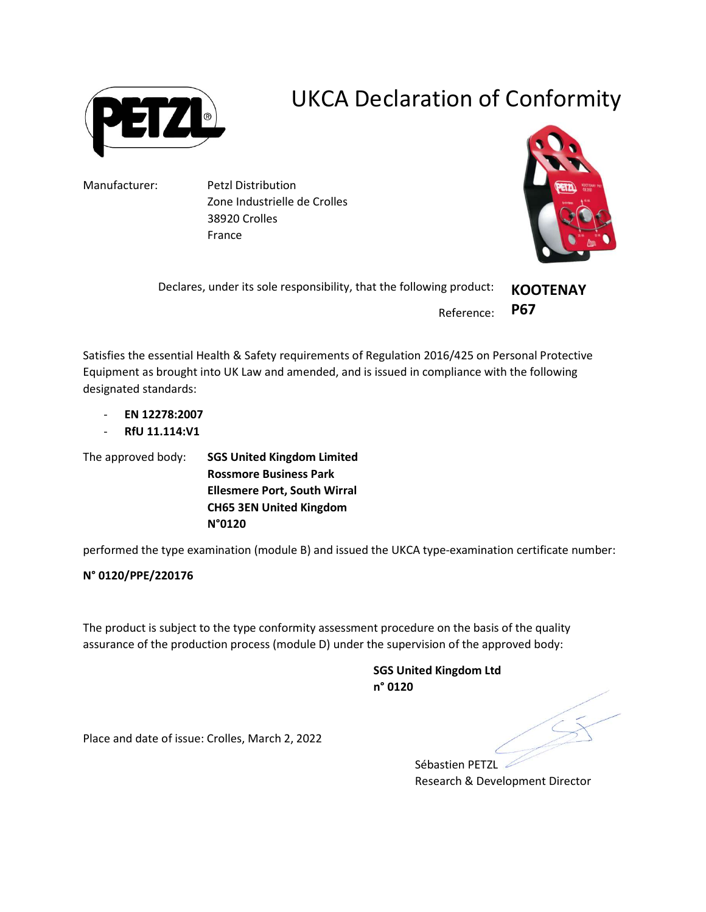# UKCA Declaration of Conformity

Manufacturer: Petzl Distribution
Zone Industrielle de Crolles
38920 Crolles
France

Declares, under its sole responsibility, that the following product: **KOOTENAY**

Reference: **P67**

Satisfies the essential Health & Safety requirements of Regulation 2016/425 on Personal Protective Equipment as brought into UK Law and amended, and is issued in compliance with the following designated standards:

- **EN 12278:2007**
- **RfU 11.114:V1**

The approved body: **SGS United Kingdom Limited**
**Rossmore Business Park**
**Ellesmere Port, South Wirral**
**CH65 3EN United Kingdom**
**N°0120**

performed the type examination (module B) and issued the UKCA type-examination certificate number:

**N° 0120/PPE/220176**

The product is subject to the type conformity assessment procedure on the basis of the quality assurance of the production process (module D) under the supervision of the approved body:

**SGS United Kingdom Ltd**
**n° 0120**

Place and date of issue: Crolles, March 2, 2022

Sébastien PETZL
Research & Development Director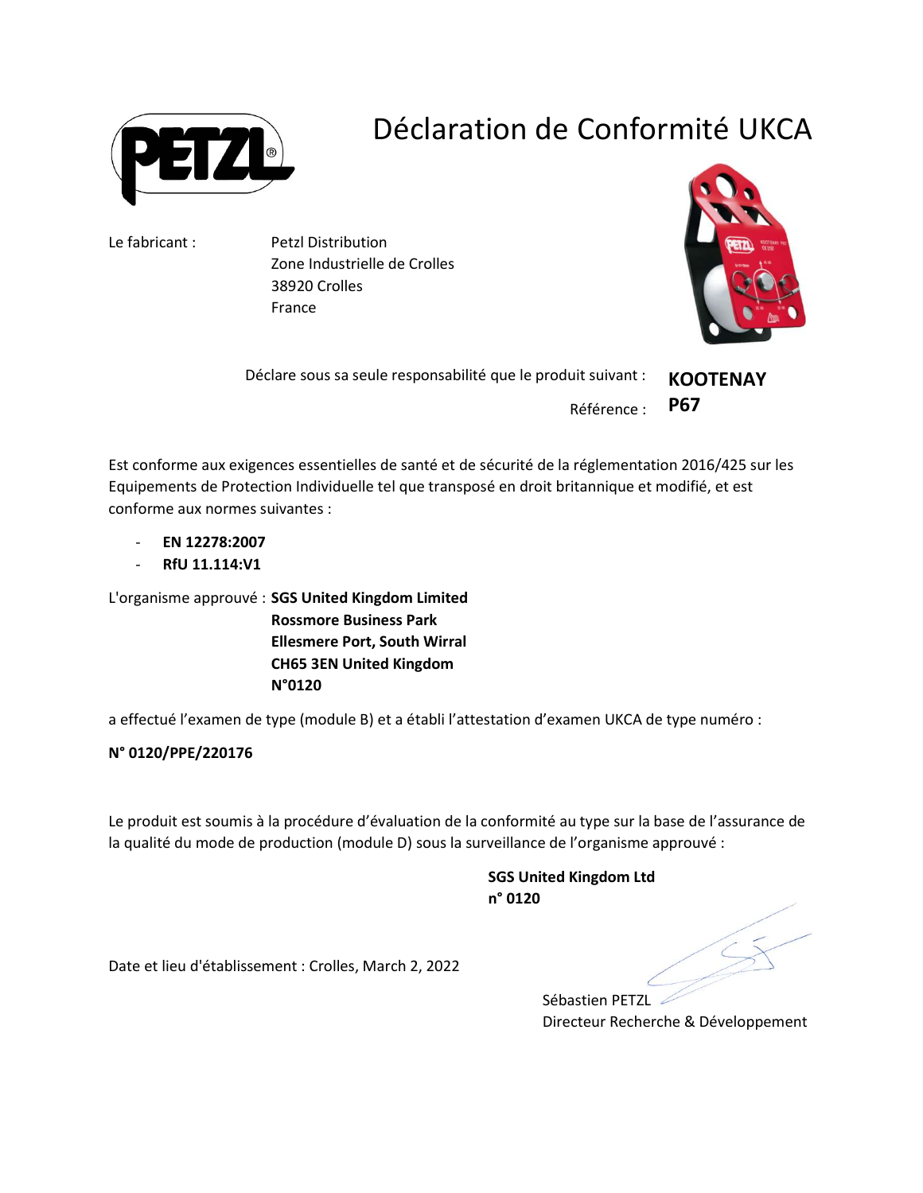# Déclaration de Conformité UKCA

Le fabricant : Petzl Distribution
Zone Industrielle de Crolles
38920 Crolles
France

Déclare sous sa seule responsabilité que le produit suivant : **KOOTENAY**

Référence : **P67**

Est conforme aux exigences essentielles de santé et de sécurité de la réglementation 2016/425 sur les Equipements de Protection Individuelle tel que transposé en droit britannique et modifié, et est conforme aux normes suivantes :

- **EN 12278:2007**
- **RfU 11.114:V1**

L'organisme approuvé : **SGS United Kingdom Limited**
**Rossmore Business Park**
**Ellesmere Port, South Wirral**
**CH65 3EN United Kingdom**
**N°0120**

a effectué l'examen de type (module B) et a établi l'attestation d'examen UKCA de type numéro :

**N° 0120/PPE/220176**

Le produit est soumis à la procédure d'évaluation de la conformité au type sur la base de l'assurance de la qualité du mode de production (module D) sous la surveillance de l'organisme approuvé :

**SGS United Kingdom Ltd**
**n° 0120**

Date et lieu d'établissement : Crolles, March 2, 2022

Sébastien PETZL
Directeur Recherche & Développement